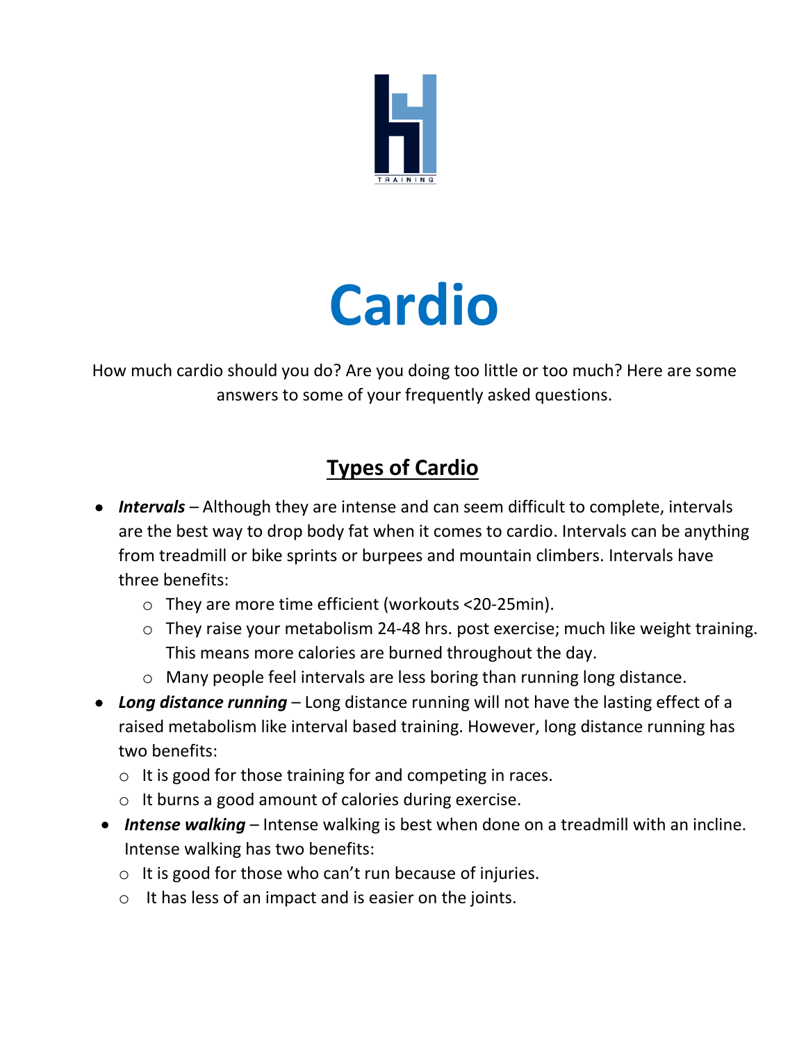# Cardio

How much cardio should you do? Are you doing too little or too much? Here are some answers to some of your frequently asked questions.

## Types of Cardio

- ***Intervals*** – Although they are intense and can seem difficult to complete, intervals are the best way to drop body fat when it comes to cardio. Intervals can be anything from treadmill or bike sprints or burpees and mountain climbers. Intervals have three benefits:
  - They are more time efficient (workouts <20-25min).
  - They raise your metabolism 24-48 hrs. post exercise; much like weight training. This means more calories are burned throughout the day.
  - Many people feel intervals are less boring than running long distance.
- ***Long distance running*** – Long distance running will not have the lasting effect of a raised metabolism like interval based training. However, long distance running has two benefits:
  - It is good for those training for and competing in races.
  - It burns a good amount of calories during exercise.
- ***Intense walking*** – Intense walking is best when done on a treadmill with an incline. Intense walking has two benefits:
  - It is good for those who can't run because of injuries.
  - It has less of an impact and is easier on the joints.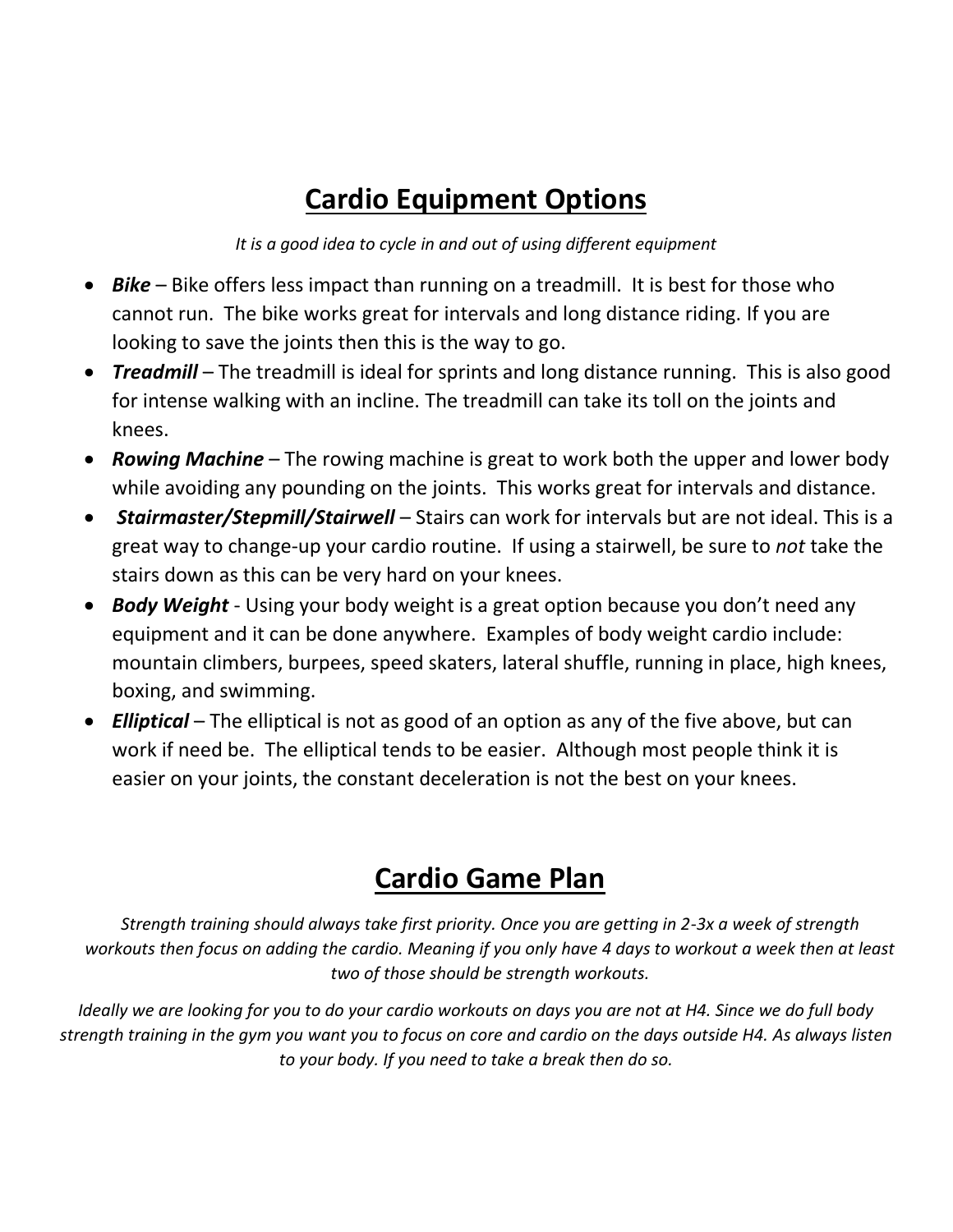# Cardio Equipment Options

*It is a good idea to cycle in and out of using different equipment*

- ***Bike*** – Bike offers less impact than running on a treadmill. It is best for those who cannot run. The bike works great for intervals and long distance riding. If you are looking to save the joints then this is the way to go.
- ***Treadmill*** – The treadmill is ideal for sprints and long distance running. This is also good for intense walking with an incline. The treadmill can take its toll on the joints and knees.
- ***Rowing Machine*** – The rowing machine is great to work both the upper and lower body while avoiding any pounding on the joints. This works great for intervals and distance.
- ***Stairmaster/Stepmill/Stairwell*** – Stairs can work for intervals but are not ideal. This is a great way to change-up your cardio routine. If using a stairwell, be sure to *not* take the stairs down as this can be very hard on your knees.
- ***Body Weight*** - Using your body weight is a great option because you don't need any equipment and it can be done anywhere. Examples of body weight cardio include: mountain climbers, burpees, speed skaters, lateral shuffle, running in place, high knees, boxing, and swimming.
- ***Elliptical*** – The elliptical is not as good of an option as any of the five above, but can work if need be. The elliptical tends to be easier. Although most people think it is easier on your joints, the constant deceleration is not the best on your knees.

# Cardio Game Plan

*Strength training should always take first priority. Once you are getting in 2-3x a week of strength workouts then focus on adding the cardio. Meaning if you only have 4 days to workout a week then at least two of those should be strength workouts.*

*Ideally we are looking for you to do your cardio workouts on days you are not at H4. Since we do full body strength training in the gym you want you to focus on core and cardio on the days outside H4. As always listen to your body. If you need to take a break then do so.*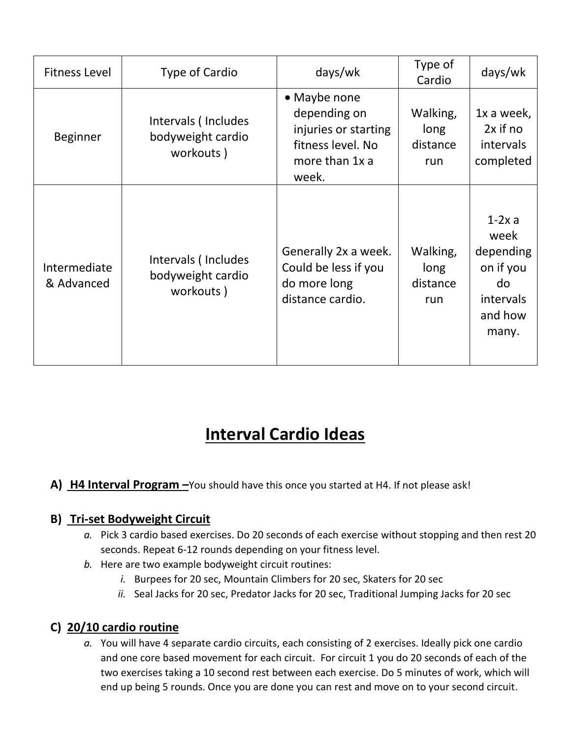| Fitness Level | Type of Cardio | days/wk | Type of Cardio | days/wk |
|---|---|---|---|---|
| Beginner | Intervals ( Includes bodyweight cardio workouts ) | • Maybe none depending on injuries or starting fitness level. No more than 1x a week. | Walking, long distance run | 1x a week, 2x if no intervals completed |
| Intermediate & Advanced | Intervals ( Includes bodyweight cardio workouts ) | Generally 2x a week. Could be less if you do more long distance cardio. | Walking, long distance run | 1-2x a week depending on if you do intervals and how many. |

# Interval Cardio Ideas

**A) H4 Interval Program –** You should have this once you started at H4. If not please ask!

**B) Tri-set Bodyweight Circuit**

a. Pick 3 cardio based exercises. Do 20 seconds of each exercise without stopping and then rest 20 seconds. Repeat 6-12 rounds depending on your fitness level.

b. Here are two example bodyweight circuit routines:

   i. Burpees for 20 sec, Mountain Climbers for 20 sec, Skaters for 20 sec

   ii. Seal Jacks for 20 sec, Predator Jacks for 20 sec, Traditional Jumping Jacks for 20 sec

**C) 20/10 cardio routine**

a. You will have 4 separate cardio circuits, each consisting of 2 exercises. Ideally pick one cardio and one core based movement for each circuit. For circuit 1 you do 20 seconds of each of the two exercises taking a 10 second rest between each exercise. Do 5 minutes of work, which will end up being 5 rounds. Once you are done you can rest and move on to your second circuit.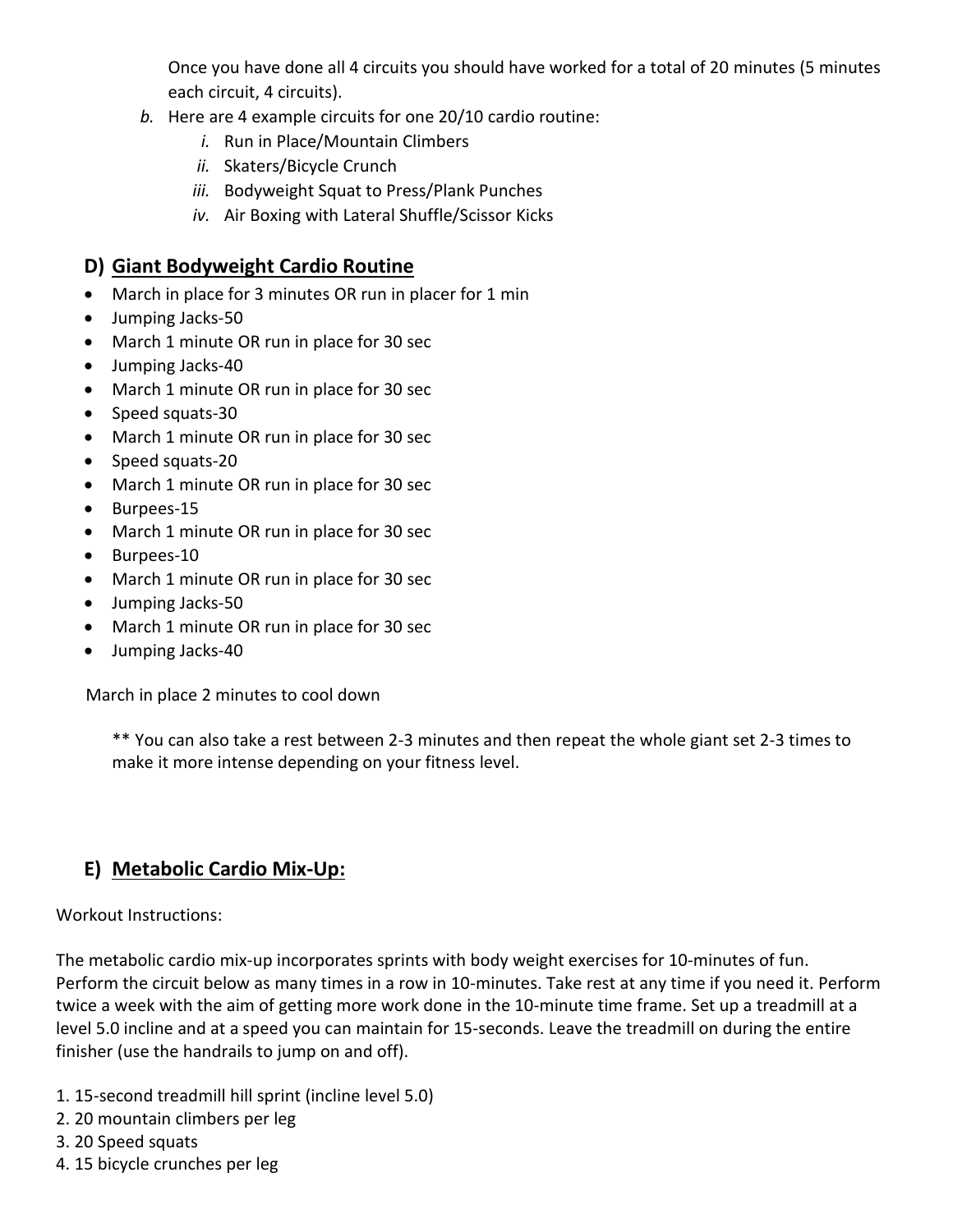Once you have done all 4 circuits you should have worked for a total of 20 minutes (5 minutes each circuit, 4 circuits).

*b.* Here are 4 example circuits for one 20/10 cardio routine:

   *i.* Run in Place/Mountain Climbers

   *ii.* Skaters/Bicycle Crunch

   *iii.* Bodyweight Squat to Press/Plank Punches

   *iv.* Air Boxing with Lateral Shuffle/Scissor Kicks

## D) <u>Giant Bodyweight Cardio Routine</u>

- March in place for 3 minutes OR run in placer for 1 min
- Jumping Jacks-50
- March 1 minute OR run in place for 30 sec
- Jumping Jacks-40
- March 1 minute OR run in place for 30 sec
- Speed squats-30
- March 1 minute OR run in place for 30 sec
- Speed squats-20
- March 1 minute OR run in place for 30 sec
- Burpees-15
- March 1 minute OR run in place for 30 sec
- Burpees-10
- March 1 minute OR run in place for 30 sec
- Jumping Jacks-50
- March 1 minute OR run in place for 30 sec
- Jumping Jacks-40

March in place 2 minutes to cool down

** You can also take a rest between 2-3 minutes and then repeat the whole giant set 2-3 times to make it more intense depending on your fitness level.

## E) <u>Metabolic Cardio Mix-Up:</u>

Workout Instructions:

The metabolic cardio mix-up incorporates sprints with body weight exercises for 10-minutes of fun. Perform the circuit below as many times in a row in 10-minutes. Take rest at any time if you need it. Perform twice a week with the aim of getting more work done in the 10-minute time frame. Set up a treadmill at a level 5.0 incline and at a speed you can maintain for 15-seconds. Leave the treadmill on during the entire finisher (use the handrails to jump on and off).

1. 15-second treadmill hill sprint (incline level 5.0)
2. 20 mountain climbers per leg
3. 20 Speed squats
4. 15 bicycle crunches per leg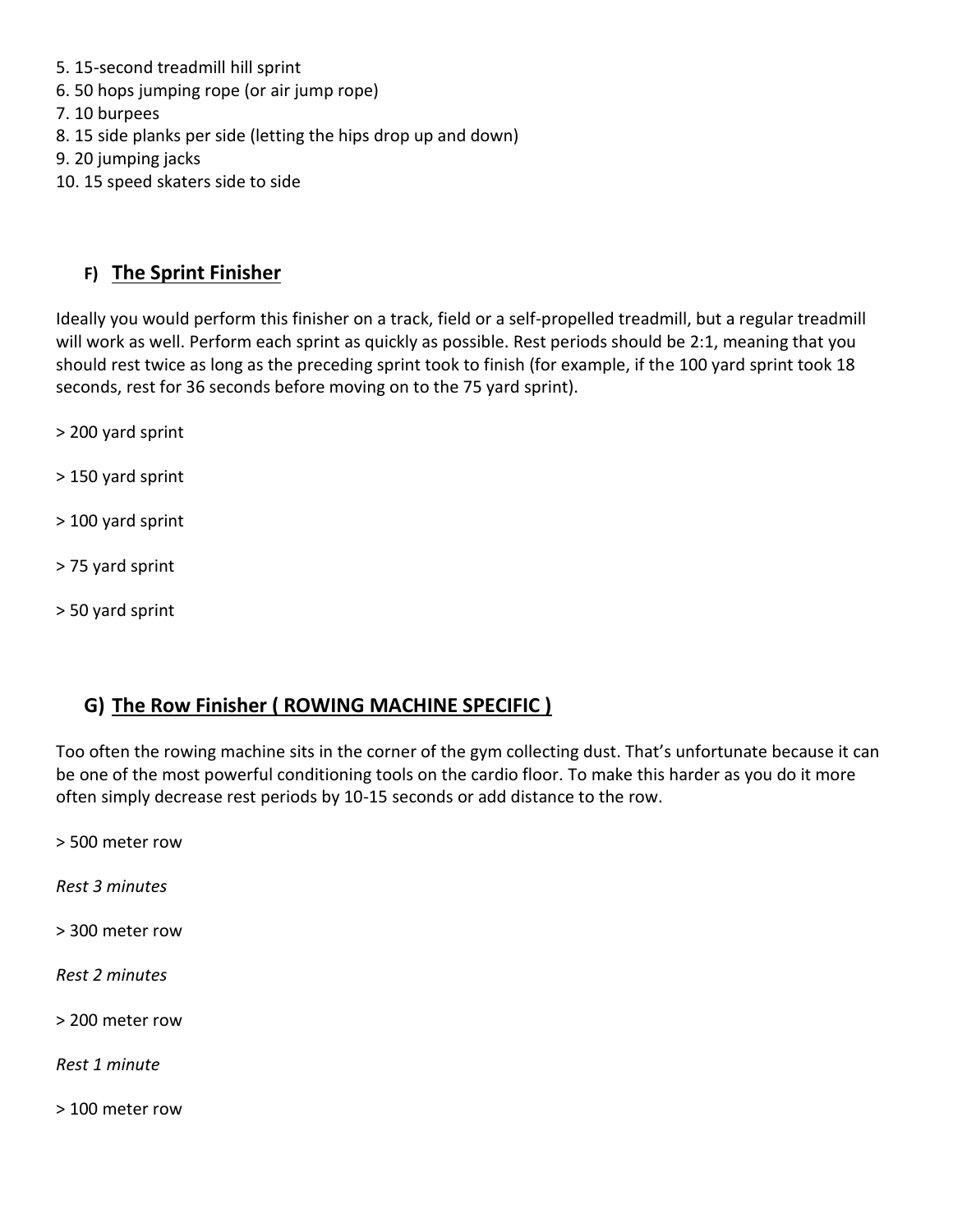5. 15-second treadmill hill sprint
6. 50 hops jumping rope (or air jump rope)
7. 10 burpees
8. 15 side planks per side (letting the hips drop up and down)
9. 20 jumping jacks
10. 15 speed skaters side to side

## F) The Sprint Finisher

Ideally you would perform this finisher on a track, field or a self-propelled treadmill, but a regular treadmill will work as well. Perform each sprint as quickly as possible. Rest periods should be 2:1, meaning that you should rest twice as long as the preceding sprint took to finish (for example, if the 100 yard sprint took 18 seconds, rest for 36 seconds before moving on to the 75 yard sprint).

> 200 yard sprint

> 150 yard sprint

> 100 yard sprint

> 75 yard sprint

> 50 yard sprint

## G) The Row Finisher ( ROWING MACHINE SPECIFIC )

Too often the rowing machine sits in the corner of the gym collecting dust. That's unfortunate because it can be one of the most powerful conditioning tools on the cardio floor. To make this harder as you do it more often simply decrease rest periods by 10-15 seconds or add distance to the row.

> 500 meter row

*Rest 3 minutes*

> 300 meter row

*Rest 2 minutes*

> 200 meter row

*Rest 1 minute*

> 100 meter row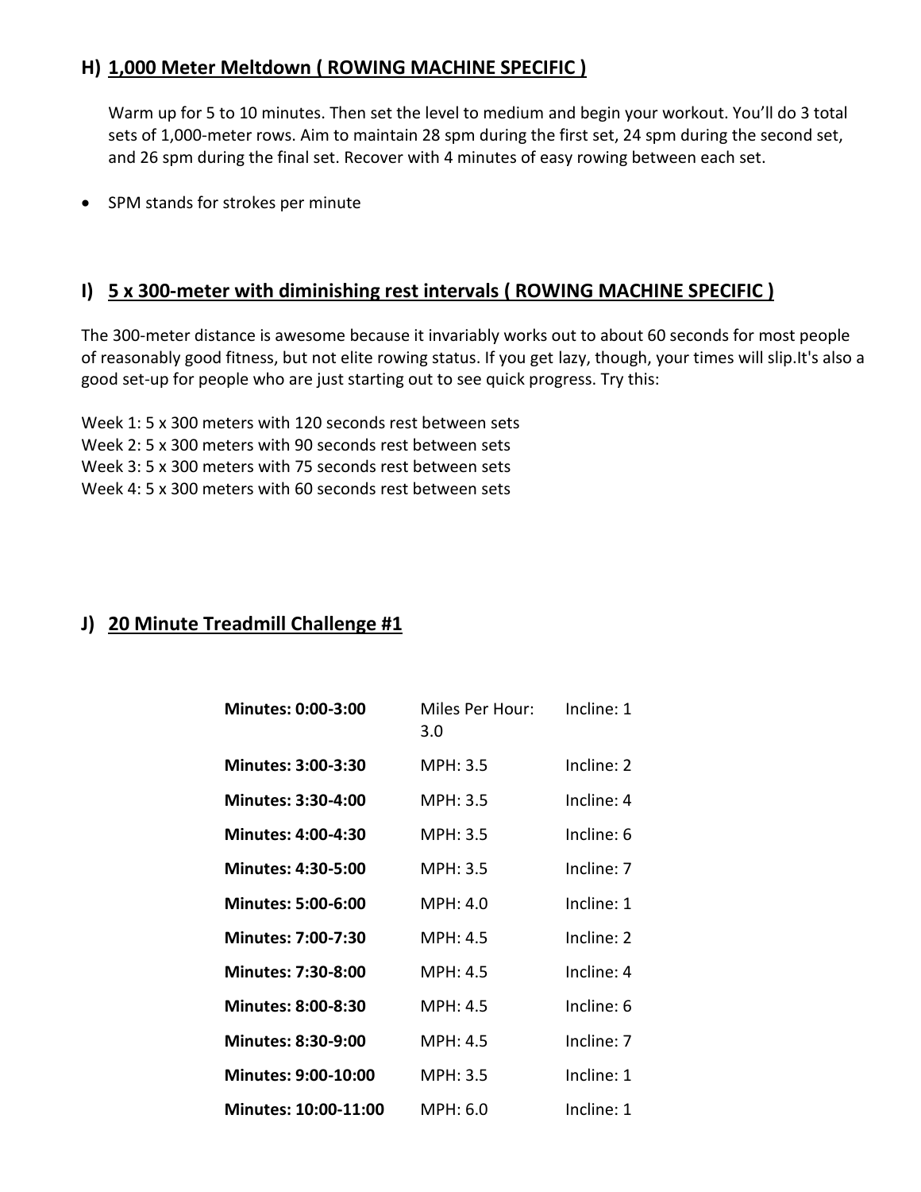## H) 1,000 Meter Meltdown ( ROWING MACHINE SPECIFIC )

Warm up for 5 to 10 minutes. Then set the level to medium and begin your workout. You'll do 3 total sets of 1,000-meter rows. Aim to maintain 28 spm during the first set, 24 spm during the second set, and 26 spm during the final set. Recover with 4 minutes of easy rowing between each set.

- SPM stands for strokes per minute

## I) 5 x 300-meter with diminishing rest intervals ( ROWING MACHINE SPECIFIC )

The 300-meter distance is awesome because it invariably works out to about 60 seconds for most people of reasonably good fitness, but not elite rowing status. If you get lazy, though, your times will slip.It's also a good set-up for people who are just starting out to see quick progress. Try this:

Week 1: 5 x 300 meters with 120 seconds rest between sets
Week 2: 5 x 300 meters with 90 seconds rest between sets
Week 3: 5 x 300 meters with 75 seconds rest between sets
Week 4: 5 x 300 meters with 60 seconds rest between sets

## J) 20 Minute Treadmill Challenge #1

| | | |
|---|---|---|
| **Minutes: 0:00-3:00** | Miles Per Hour: 3.0 | Incline: 1 |
| **Minutes: 3:00-3:30** | MPH: 3.5 | Incline: 2 |
| **Minutes: 3:30-4:00** | MPH: 3.5 | Incline: 4 |
| **Minutes: 4:00-4:30** | MPH: 3.5 | Incline: 6 |
| **Minutes: 4:30-5:00** | MPH: 3.5 | Incline: 7 |
| **Minutes: 5:00-6:00** | MPH: 4.0 | Incline: 1 |
| **Minutes: 7:00-7:30** | MPH: 4.5 | Incline: 2 |
| **Minutes: 7:30-8:00** | MPH: 4.5 | Incline: 4 |
| **Minutes: 8:00-8:30** | MPH: 4.5 | Incline: 6 |
| **Minutes: 8:30-9:00** | MPH: 4.5 | Incline: 7 |
| **Minutes: 9:00-10:00** | MPH: 3.5 | Incline: 1 |
| **Minutes: 10:00-11:00** | MPH: 6.0 | Incline: 1 |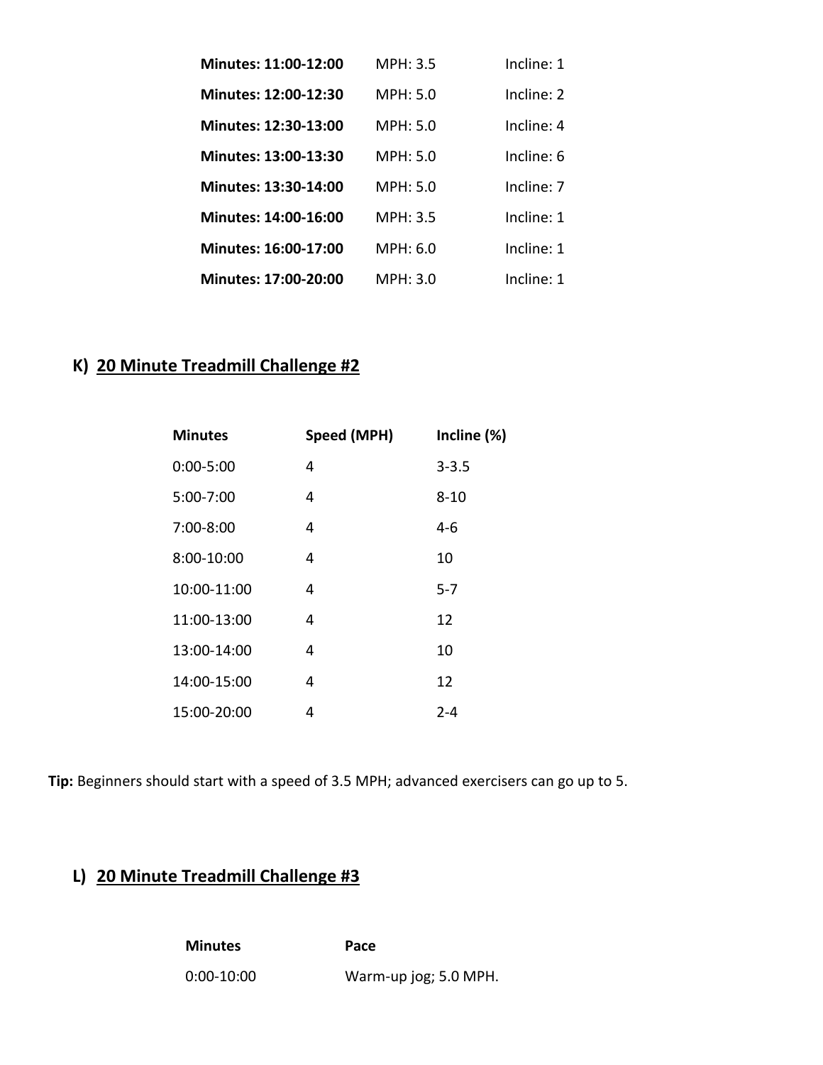| | | |
|---|---|---|
| **Minutes: 11:00-12:00** | MPH: 3.5 | Incline: 1 |
| **Minutes: 12:00-12:30** | MPH: 5.0 | Incline: 2 |
| **Minutes: 12:30-13:00** | MPH: 5.0 | Incline: 4 |
| **Minutes: 13:00-13:30** | MPH: 5.0 | Incline: 6 |
| **Minutes: 13:30-14:00** | MPH: 5.0 | Incline: 7 |
| **Minutes: 14:00-16:00** | MPH: 3.5 | Incline: 1 |
| **Minutes: 16:00-17:00** | MPH: 6.0 | Incline: 1 |
| **Minutes: 17:00-20:00** | MPH: 3.0 | Incline: 1 |

## K) 20 Minute Treadmill Challenge #2

| Minutes | Speed (MPH) | Incline (%) |
|---|---|---|
| 0:00-5:00 | 4 | 3-3.5 |
| 5:00-7:00 | 4 | 8-10 |
| 7:00-8:00 | 4 | 4-6 |
| 8:00-10:00 | 4 | 10 |
| 10:00-11:00 | 4 | 5-7 |
| 11:00-13:00 | 4 | 12 |
| 13:00-14:00 | 4 | 10 |
| 14:00-15:00 | 4 | 12 |
| 15:00-20:00 | 4 | 2-4 |

**Tip:** Beginners should start with a speed of 3.5 MPH; advanced exercisers can go up to 5.

## L) 20 Minute Treadmill Challenge #3

| Minutes | Pace |
|---|---|
| 0:00-10:00 | Warm-up jog; 5.0 MPH. |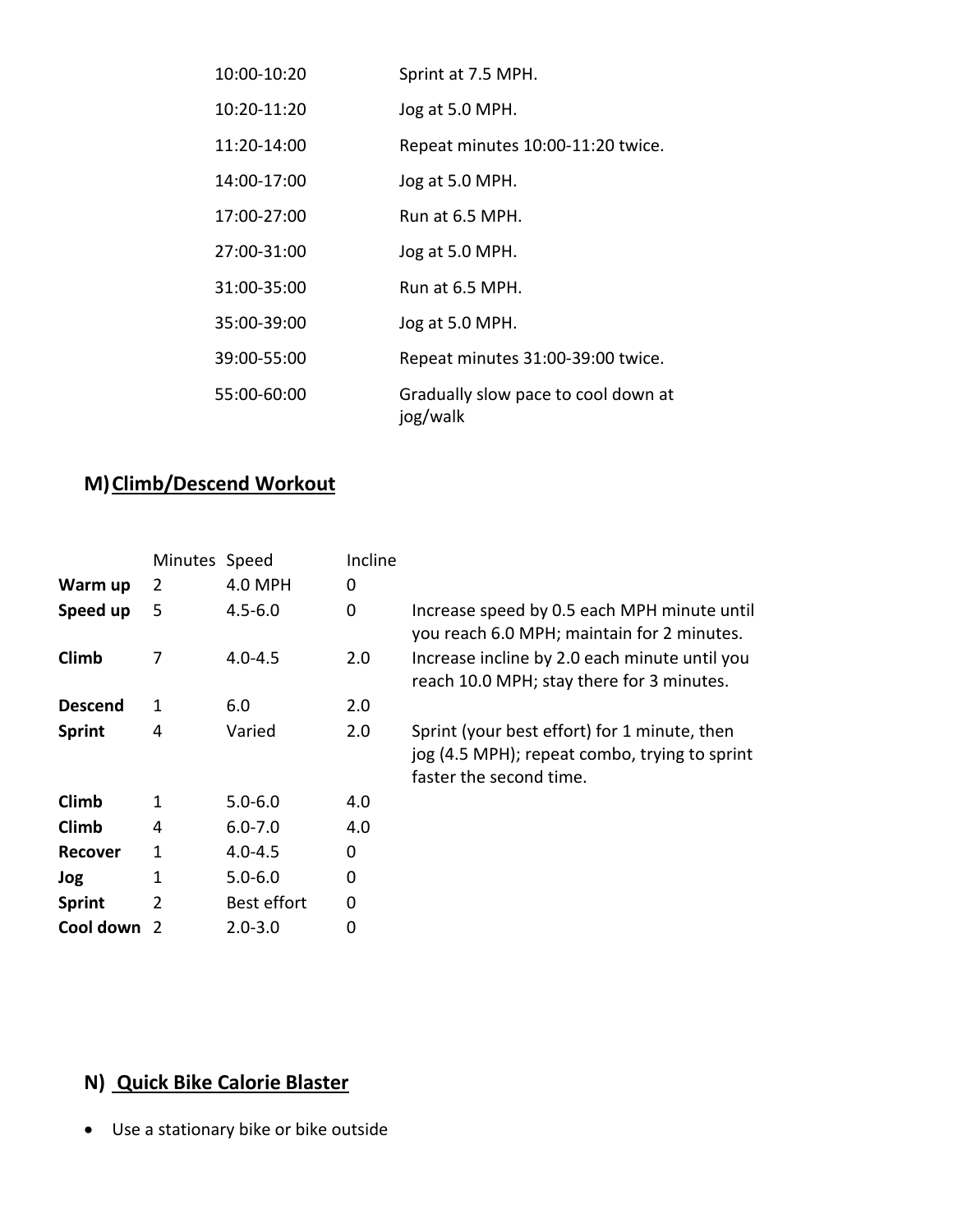| | |
|---|---|
| 10:00-10:20 | Sprint at 7.5 MPH. |
| 10:20-11:20 | Jog at 5.0 MPH. |
| 11:20-14:00 | Repeat minutes 10:00-11:20 twice. |
| 14:00-17:00 | Jog at 5.0 MPH. |
| 17:00-27:00 | Run at 6.5 MPH. |
| 27:00-31:00 | Jog at 5.0 MPH. |
| 31:00-35:00 | Run at 6.5 MPH. |
| 35:00-39:00 | Jog at 5.0 MPH. |
| 39:00-55:00 | Repeat minutes 31:00-39:00 twice. |
| 55:00-60:00 | Gradually slow pace to cool down at jog/walk |

## M) Climb/Descend Workout

| | Minutes | Speed | Incline | |
|---|---|---|---|---|
| **Warm up** | 2 | 4.0 MPH | 0 | |
| **Speed up** | 5 | 4.5-6.0 | 0 | Increase speed by 0.5 each MPH minute until you reach 6.0 MPH; maintain for 2 minutes. |
| **Climb** | 7 | 4.0-4.5 | 2.0 | Increase incline by 2.0 each minute until you reach 10.0 MPH; stay there for 3 minutes. |
| **Descend** | 1 | 6.0 | 2.0 | |
| **Sprint** | 4 | Varied | 2.0 | Sprint (your best effort) for 1 minute, then jog (4.5 MPH); repeat combo, trying to sprint faster the second time. |
| **Climb** | 1 | 5.0-6.0 | 4.0 | |
| **Climb** | 4 | 6.0-7.0 | 4.0 | |
| **Recover** | 1 | 4.0-4.5 | 0 | |
| **Jog** | 1 | 5.0-6.0 | 0 | |
| **Sprint** | 2 | Best effort | 0 | |
| **Cool down** | 2 | 2.0-3.0 | 0 | |

## N) Quick Bike Calorie Blaster

- Use a stationary bike or bike outside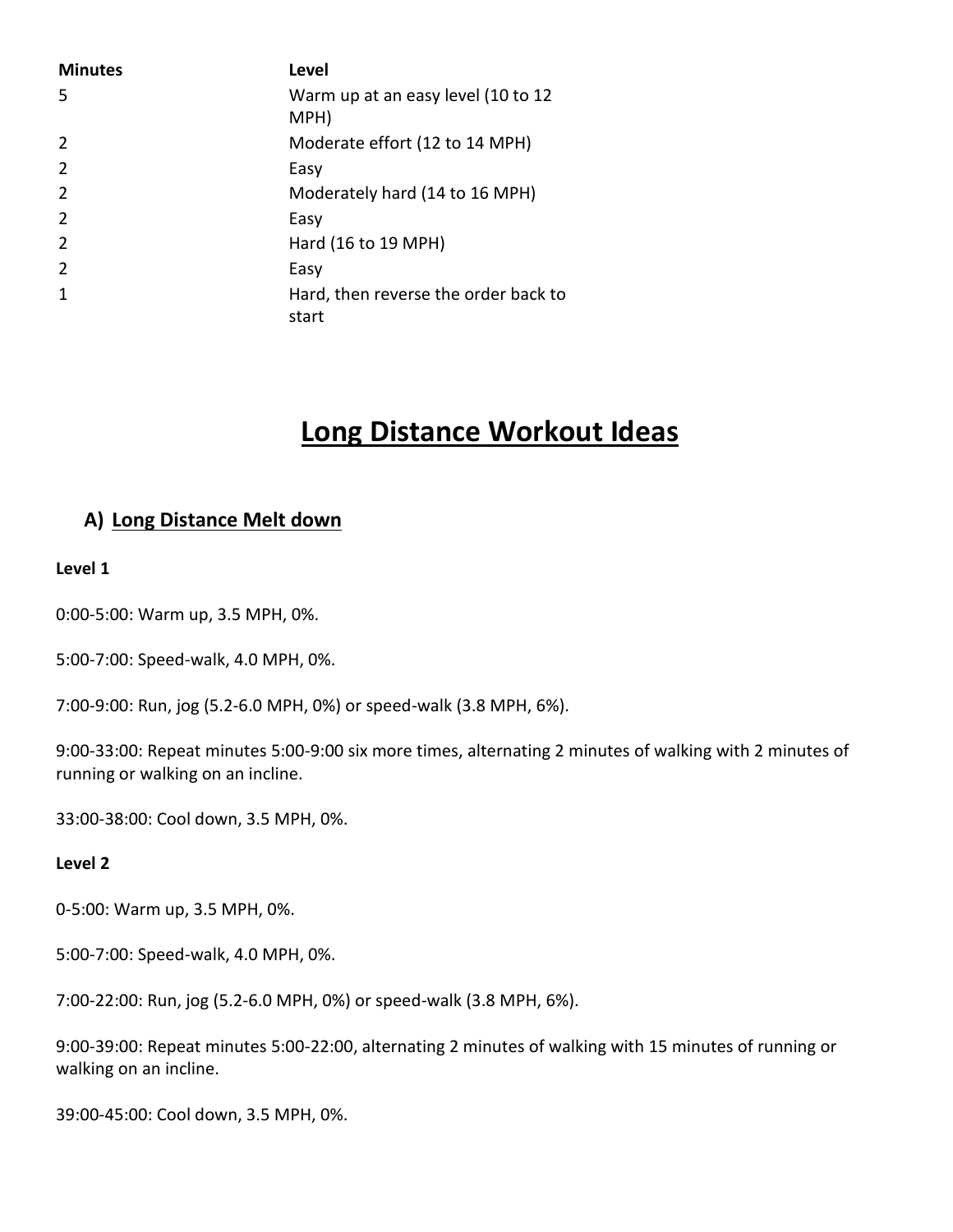| Minutes | Level |
|---|---|
| 5 | Warm up at an easy level (10 to 12 MPH) |
| 2 | Moderate effort (12 to 14 MPH) |
| 2 | Easy |
| 2 | Moderately hard (14 to 16 MPH) |
| 2 | Easy |
| 2 | Hard (16 to 19 MPH) |
| 2 | Easy |
| 1 | Hard, then reverse the order back to start |

# Long Distance Workout Ideas

## A) Long Distance Melt down

**Level 1**

0:00-5:00: Warm up, 3.5 MPH, 0%.

5:00-7:00: Speed-walk, 4.0 MPH, 0%.

7:00-9:00: Run, jog (5.2-6.0 MPH, 0%) or speed-walk (3.8 MPH, 6%).

9:00-33:00: Repeat minutes 5:00-9:00 six more times, alternating 2 minutes of walking with 2 minutes of running or walking on an incline.

33:00-38:00: Cool down, 3.5 MPH, 0%.

**Level 2**

0-5:00: Warm up, 3.5 MPH, 0%.

5:00-7:00: Speed-walk, 4.0 MPH, 0%.

7:00-22:00: Run, jog (5.2-6.0 MPH, 0%) or speed-walk (3.8 MPH, 6%).

9:00-39:00: Repeat minutes 5:00-22:00, alternating 2 minutes of walking with 15 minutes of running or walking on an incline.

39:00-45:00: Cool down, 3.5 MPH, 0%.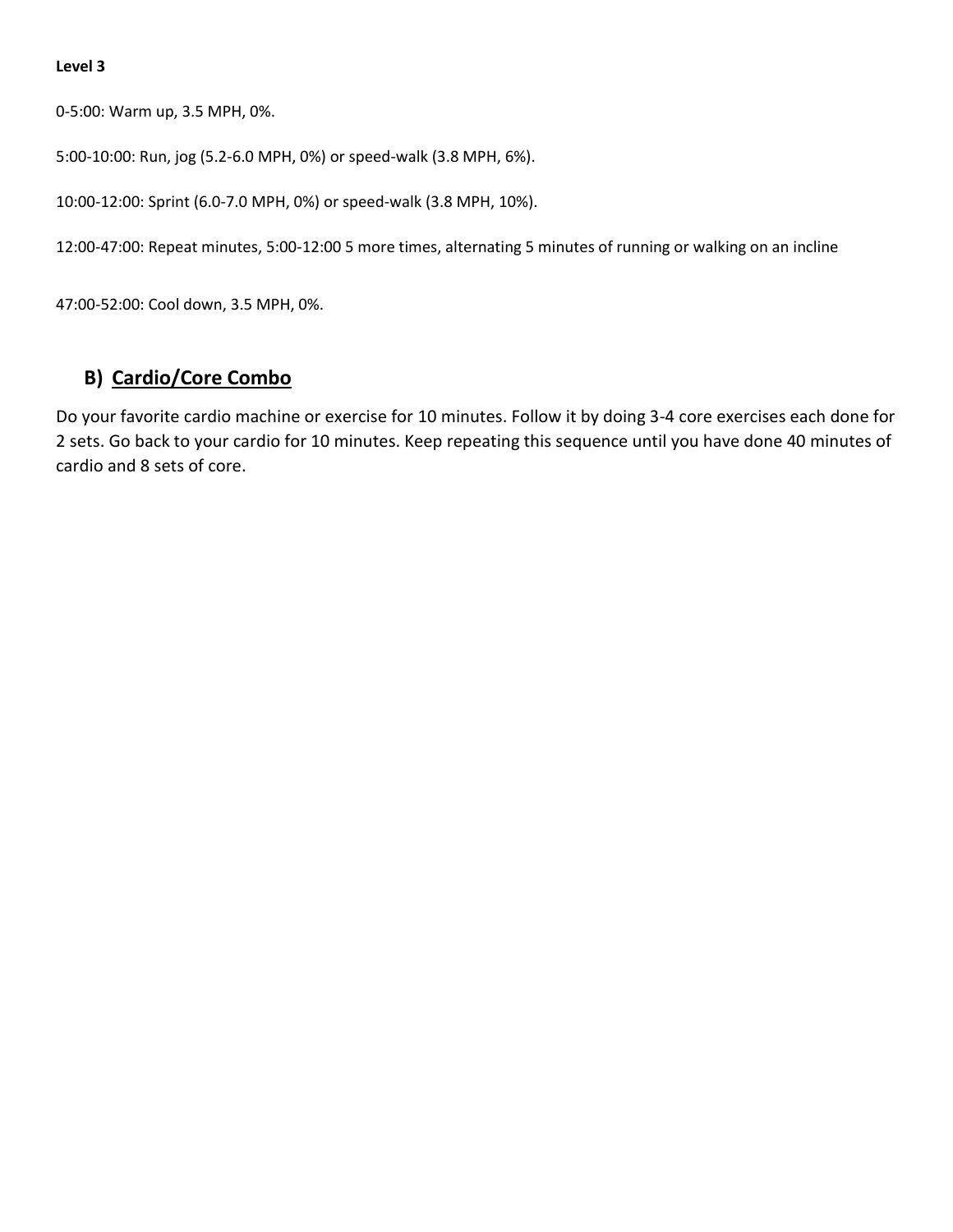**Level 3**

0-5:00: Warm up, 3.5 MPH, 0%.

5:00-10:00: Run, jog (5.2-6.0 MPH, 0%) or speed-walk (3.8 MPH, 6%).

10:00-12:00: Sprint (6.0-7.0 MPH, 0%) or speed-walk (3.8 MPH, 10%).

12:00-47:00: Repeat minutes, 5:00-12:00 5 more times, alternating 5 minutes of running or walking on an incline

47:00-52:00: Cool down, 3.5 MPH, 0%.

## B) <u>Cardio/Core Combo</u>

Do your favorite cardio machine or exercise for 10 minutes. Follow it by doing 3-4 core exercises each done for 2 sets. Go back to your cardio for 10 minutes. Keep repeating this sequence until you have done 40 minutes of cardio and 8 sets of core.